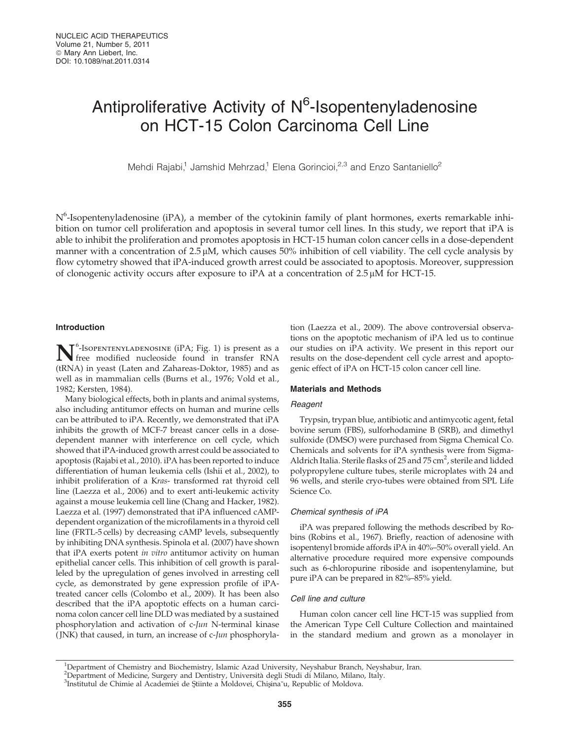# Antiproliferative Activity of $N^6$-Isopentenyladenosine on HCT-15 Colon Carcinoma Cell Line

Mehdi Rajabi,[1] Jamshid Mehrzad,[1] Elena Gorincioi,[2,3] and Enzo Santaniello[2]

$N^6$-Isopentenyladenosine (iPA), a member of the cytokinin family of plant hormones, exerts remarkable inhibition on tumor cell proliferation and apoptosis in several tumor cell lines. In this study, we report that iPA is able to inhibit the proliferation and promotes apoptosis in HCT-15 human colon cancer cells in a dose-dependent manner with a concentration of 2.5 μM, which causes 50% inhibition of cell viability. The cell cycle analysis by flow cytometry showed that iPA-induced growth arrest could be associated to apoptosis. Moreover, suppression of clonogenic activity occurs after exposure to iPA at a concentration of 2.5 μM for HCT-15.

## Introduction

$N^6$-Isopentenyladenosine (iPA; Fig. 1) is present as a free modified nucleoside found in transfer RNA (tRNA) in yeast (Laten and Zahareas-Doktor, 1985) and as well as in mammalian cells (Burns et al., 1976; Vold et al., 1982; Kersten, 1984).

Many biological effects, both in plants and animal systems, also including antitumor effects on human and murine cells can be attributed to iPA. Recently, we demonstrated that iPA inhibits the growth of MCF-7 breast cancer cells in a dose-dependent manner with interference on cell cycle, which showed that iPA-induced growth arrest could be associated to apoptosis (Rajabi et al., 2010). iPA has been reported to induce differentiation of human leukemia cells (Ishii et al., 2002), to inhibit proliferation of a K*ras*- transformed rat thyroid cell line (Laezza et al., 2006) and to exert anti-leukemic activity against a mouse leukemia cell line (Chang and Hacker, 1982). Laezza et al. (1997) demonstrated that iPA influenced cAMP-dependent organization of the microfilaments in a thyroid cell line (FRTL-5 cells) by decreasing cAMP levels, subsequently by inhibiting DNA synthesis. Spinola et al. (2007) have shown that iPA exerts potent *in vitro* antitumor activity on human epithelial cancer cells. This inhibition of cell growth is paralleled by the upregulation of genes involved in arresting cell cycle, as demonstrated by gene expression profile of iPA-treated cancer cells (Colombo et al., 2009). It has been also described that the iPA apoptotic effects on a human carcinoma colon cancer cell line DLD was mediated by a sustained phosphorylation and activation of c-*Jun* N-terminal kinase (JNK) that caused, in turn, an increase of c-*Jun* phosphorylation (Laezza et al., 2009). The above controversial observations on the apoptotic mechanism of iPA led us to continue our studies on iPA activity. We present in this report our results on the dose-dependent cell cycle arrest and apoptogenic effect of iPA on HCT-15 colon cancer cell line.

## Materials and Methods

### Reagent

Trypsin, trypan blue, antibiotic and antimycotic agent, fetal bovine serum (FBS), sulforhodamine B (SRB), and dimethyl sulfoxide (DMSO) were purchased from Sigma Chemical Co. Chemicals and solvents for iPA synthesis were from Sigma-Aldrich Italia. Sterile flasks of 25 and 75 $cm^2$, sterile and lidded polypropylene culture tubes, sterile microplates with 24 and 96 wells, and sterile cryo-tubes were obtained from SPL Life Science Co.

### Chemical synthesis of iPA

iPA was prepared following the methods described by Robins (Robins et al., 1967). Briefly, reaction of adenosine with isopentenyl bromide affords iPA in 40%–50% overall yield. An alternative procedure required more expensive compounds such as 6-chloropurine riboside and isopentenylamine, but pure iPA can be prepared in 82%–85% yield.

### Cell line and culture

Human colon cancer cell line HCT-15 was supplied from the American Type Cell Culture Collection and maintained in the standard medium and grown as a monolayer in

[1]Department of Chemistry and Biochemistry, Islamic Azad University, Neyshabur Branch, Neyshabur, Iran.
[2]Department of Medicine, Surgery and Dentistry, Università degli Studi di Milano, Milano, Italy.
[3]Institutul de Chimie al Academiei de Ştiinte a Moldovei, Chişinău, Republic of Moldova.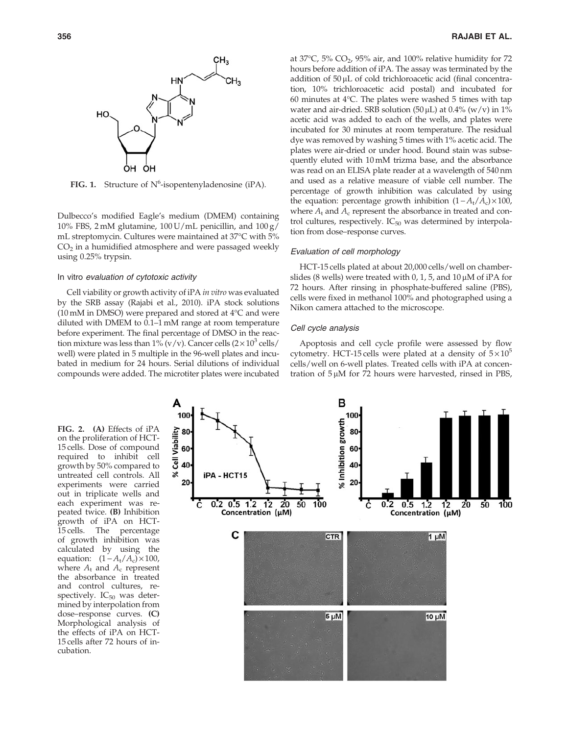FIG. 1. Structure of $N^6$-isopentenyladenosine (iPA).

Dulbecco's modified Eagle's medium (DMEM) containing 10% FBS, 2 mM glutamine, 100 U/mL penicillin, and 100 g/mL streptomycin. Cultures were maintained at 37°C with 5% $CO_2$ in a humidified atmosphere and were passaged weekly using 0.25% trypsin.

### In vitro *evaluation of cytotoxic activity*

Cell viability or growth activity of iPA *in vitro* was evaluated by the SRB assay (Rajabi et al., 2010). iPA stock solutions (10 mM in DMSO) were prepared and stored at 4°C and were diluted with DMEM to 0.1–1 mM range at room temperature before experiment. The final percentage of DMSO in the reaction mixture was less than 1% (v/v). Cancer cells ($2 \times 10^3$ cells/well) were plated in 5 multiple in the 96-well plates and incubated in medium for 24 hours. Serial dilutions of individual compounds were added. The microtiter plates were incubated at 37°C, 5% $CO_2$, 95% air, and 100% relative humidity for 72 hours before addition of iPA. The assay was terminated by the addition of 50 μL of cold trichloroacetic acid (final concentration, 10% trichloroacetic acid postal) and incubated for 60 minutes at 4°C. The plates were washed 5 times with tap water and air-dried. SRB solution (50 μL) at 0.4% (w/v) in 1% acetic acid was added to each of the wells, and plates were incubated for 30 minutes at room temperature. The residual dye was removed by washing 5 times with 1% acetic acid. The plates were air-dried or under hood. Bound stain was subsequently eluted with 10 mM trizma base, and the absorbance was read on an ELISA plate reader at a wavelength of 540 nm and used as a relative measure of viable cell number. The percentage of growth inhibition was calculated by using the equation: percentage growth inhibition $(1 - A_t/A_c) \times 100$, where $A_t$ and $A_c$ represent the absorbance in treated and control cultures, respectively. $IC_{50}$ was determined by interpolation from dose–response curves.

### *Evaluation of cell morphology*

HCT-15 cells plated at about 20,000 cells/well on chamber-slides (8 wells) were treated with 0, 1, 5, and 10 μM of iPA for 72 hours. After rinsing in phosphate-buffered saline (PBS), cells were fixed in methanol 100% and photographed using a Nikon camera attached to the microscope.

### *Cell cycle analysis*

Apoptosis and cell cycle profile were assessed by flow cytometry. HCT-15 cells were plated at a density of $5 \times 10^5$ cells/well on 6-well plates. Treated cells with iPA at concentration of 5 μM for 72 hours were harvested, rinsed in PBS,

FIG. 2. **(A)** Effects of iPA on the proliferation of HCT-15 cells. Dose of compound required to inhibit cell growth by 50% compared to untreated cell controls. All experiments were carried out in triplicate wells and each experiment was repeated twice. **(B)** Inhibition growth of iPA on HCT-15 cells. The percentage of growth inhibition was calculated by using the equation: $(1 - A_t/A_c) \times 100$, where $A_t$ and $A_c$ represent the absorbance in treated and control cultures, respectively. $IC_{50}$ was determined by interpolation from dose–response curves. **(C)** Morphological analysis of the effects of iPA on HCT-15 cells after 72 hours of incubation.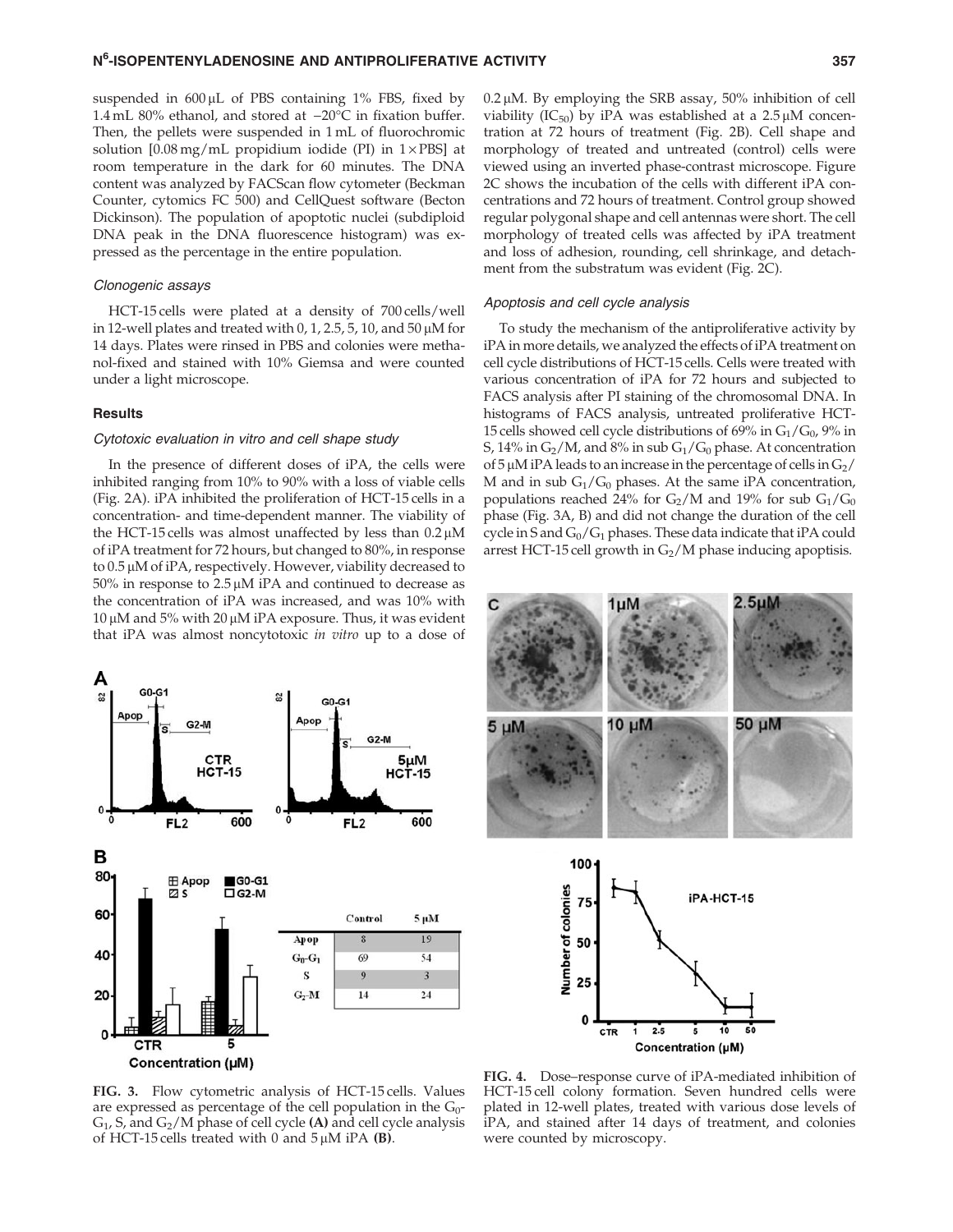suspended in 600 μL of PBS containing 1% FBS, fixed by 1.4 mL 80% ethanol, and stored at −20°C in fixation buffer. Then, the pellets were suspended in 1 mL of fluorochromic solution [0.08 mg/mL propidium iodide (PI) in 1×PBS] at room temperature in the dark for 60 minutes. The DNA content was analyzed by FACScan flow cytometer (Beckman Counter, cytomics FC 500) and CellQuest software (Becton Dickinson). The population of apoptotic nuclei (subdiploid DNA peak in the DNA fluorescence histogram) was expressed as the percentage in the entire population.

### *Clonogenic assays*

HCT-15 cells were plated at a density of 700 cells/well in 12-well plates and treated with 0, 1, 2.5, 5, 10, and 50 μM for 14 days. Plates were rinsed in PBS and colonies were methanol-fixed and stained with 10% Giemsa and were counted under a light microscope.

## Results

### *Cytotoxic evaluation in vitro and cell shape study*

In the presence of different doses of iPA, the cells were inhibited ranging from 10% to 90% with a loss of viable cells (Fig. 2A). iPA inhibited the proliferation of HCT-15 cells in a concentration- and time-dependent manner. The viability of the HCT-15 cells was almost unaffected by less than 0.2 μM of iPA treatment for 72 hours, but changed to 80%, in response to 0.5 μM of iPA, respectively. However, viability decreased to 50% in response to 2.5 μM iPA and continued to decrease as the concentration of iPA was increased, and was 10% with 10 μM and 5% with 20 μM iPA exposure. Thus, it was evident that iPA was almost noncytotoxic *in vitro* up to a dose of 0.2 μM. By employing the SRB assay, 50% inhibition of cell viability ($IC_{50}$) by iPA was established at a 2.5 μM concentration at 72 hours of treatment (Fig. 2B). Cell shape and morphology of treated and untreated (control) cells were viewed using an inverted phase-contrast microscope. Figure 2C shows the incubation of the cells with different iPA concentrations and 72 hours of treatment. Control group showed regular polygonal shape and cell antennas were short. The cell morphology of treated cells was affected by iPA treatment and loss of adhesion, rounding, cell shrinkage, and detachment from the substratum was evident (Fig. 2C).

### *Apoptosis and cell cycle analysis*

To study the mechanism of the antiproliferative activity by iPA in more details, we analyzed the effects of iPA treatment on cell cycle distributions of HCT-15 cells. Cells were treated with various concentration of iPA for 72 hours and subjected to FACS analysis after PI staining of the chromosomal DNA. In histograms of FACS analysis, untreated proliferative HCT-15 cells showed cell cycle distributions of 69% in $G_1/G_0$, 9% in S, 14% in $G_2/M$, and 8% in sub $G_1/G_0$ phase. At concentration of 5 μM iPA leads to an increase in the percentage of cells in $G_2/M$ and in sub $G_1/G_0$ phases. At the same iPA concentration, populations reached 24% for $G_2/M$ and 19% for sub $G_1/G_0$ phase (Fig. 3A, B) and did not change the duration of the cell cycle in S and $G_0/G_1$ phases. These data indicate that iPA could arrest HCT-15 cell growth in $G_2/M$ phase inducing apoptosis.

| | Control | 5 μM |
|---|---|---|
| Apop | 8 | 19 |
| $G_0$-$G_1$ | 69 | 54 |
| S | 9 | 3 |
| $G_2$-M | 14 | 24 |

**FIG. 3.** Flow cytometric analysis of HCT-15 cells. Values are expressed as percentage of the cell population in the $G_0$-$G_1$, S, and $G_2/M$ phase of cell cycle **(A)** and cell cycle analysis of HCT-15 cells treated with 0 and 5 μM iPA **(B)**.

**FIG. 4.** Dose–response curve of iPA-mediated inhibition of HCT-15 cell colony formation. Seven hundred cells were plated in 12-well plates, treated with various dose levels of iPA, and stained after 14 days of treatment, and colonies were counted by microscopy.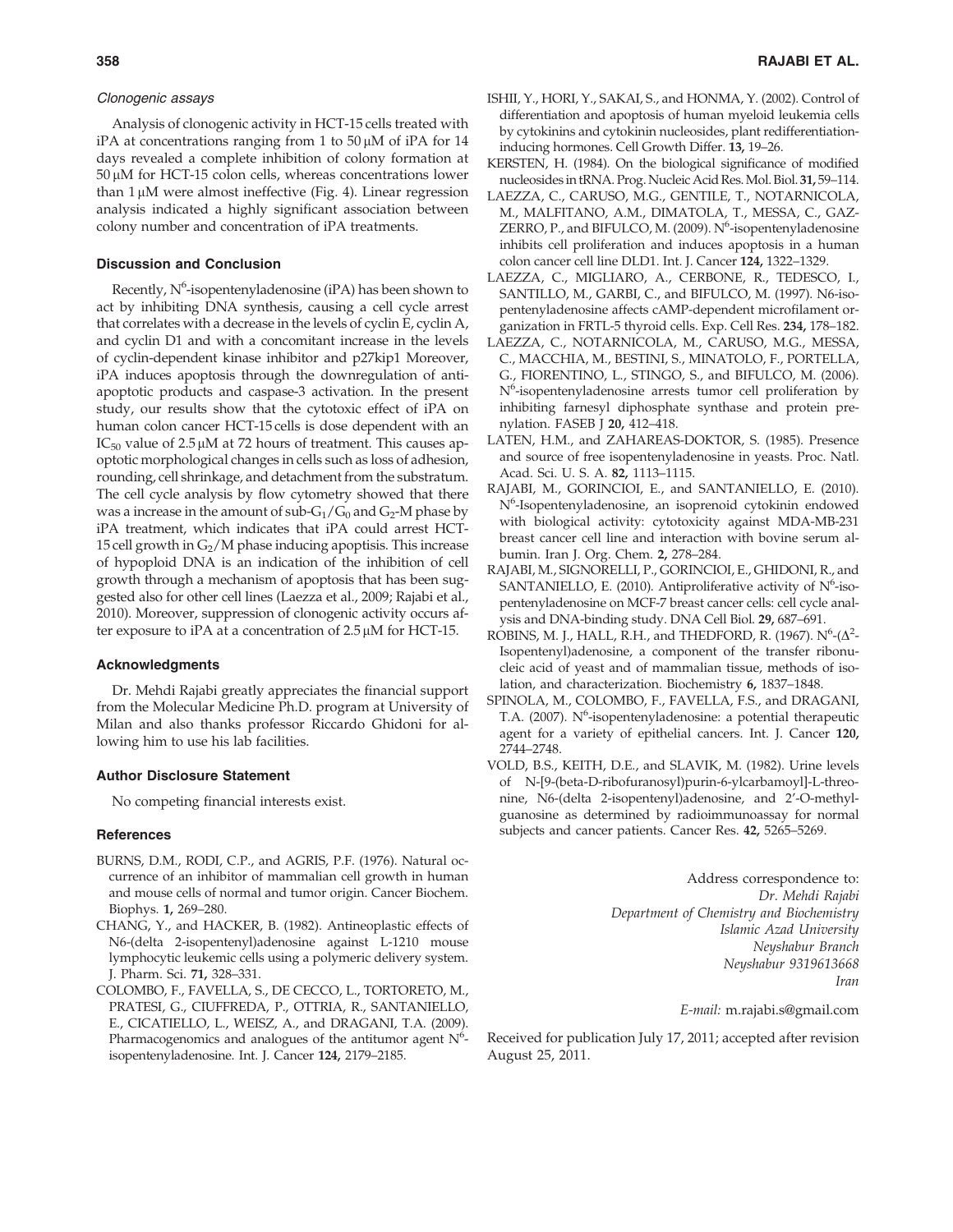### *Clonogenic assays*

Analysis of clonogenic activity in HCT-15 cells treated with iPA at concentrations ranging from 1 to 50 μM of iPA for 14 days revealed a complete inhibition of colony formation at 50 μM for HCT-15 colon cells, whereas concentrations lower than 1 μM were almost ineffective (Fig. 4). Linear regression analysis indicated a highly significant association between colony number and concentration of iPA treatments.

## Discussion and Conclusion

Recently, $N^6$-isopentenyladenosine (iPA) has been shown to act by inhibiting DNA synthesis, causing a cell cycle arrest that correlates with a decrease in the levels of cyclin E, cyclin A, and cyclin D1 and with a concomitant increase in the levels of cyclin-dependent kinase inhibitor and p27kip1 Moreover, iPA induces apoptosis through the downregulation of anti-apoptotic products and caspase-3 activation. In the present study, our results show that the cytotoxic effect of iPA on human colon cancer HCT-15 cells is dose dependent with an $IC_{50}$ value of 2.5 μM at 72 hours of treatment. This causes apoptotic morphological changes in cells such as loss of adhesion, rounding, cell shrinkage, and detachment from the substratum. The cell cycle analysis by flow cytometry showed that there was a increase in the amount of sub-$G_1/G_0$ and $G_2$-M phase by iPA treatment, which indicates that iPA could arrest HCT-15 cell growth in $G_2$/M phase inducing apoptosis. This increase of hypoploid DNA is an indication of the inhibition of cell growth through a mechanism of apoptosis that has been suggested also for other cell lines (Laezza et al., 2009; Rajabi et al., 2010). Moreover, suppression of clonogenic activity occurs after exposure to iPA at a concentration of 2.5 μM for HCT-15.

## Acknowledgments

Dr. Mehdi Rajabi greatly appreciates the financial support from the Molecular Medicine Ph.D. program at University of Milan and also thanks professor Riccardo Ghidoni for allowing him to use his lab facilities.

## Author Disclosure Statement

No competing financial interests exist.

## References

BURNS, D.M., RODI, C.P., and AGRIS, P.F. (1976). Natural occurrence of an inhibitor of mammalian cell growth in human and mouse cells of normal and tumor origin. Cancer Biochem. Biophys. **1,** 269–280.

CHANG, Y., and HACKER, B. (1982). Antineoplastic effects of N6-(delta 2-isopentenyl)adenosine against L-1210 mouse lymphocytic leukemic cells using a polymeric delivery system. J. Pharm. Sci. **71,** 328–331.

COLOMBO, F., FAVELLA, S., DE CECCO, L., TORTORETO, M., PRATESI, G., CIUFFREDA, P., OTTRIA, R., SANTANIELLO, E., CICATIELLO, L., WEISZ, A., and DRAGANI, T.A. (2009). Pharmacogenomics and analogues of the antitumor agent $N^6$-isopentenyladenosine. Int. J. Cancer **124,** 2179–2185.

ISHII, Y., HORI, Y., SAKAI, S., and HONMA, Y. (2002). Control of differentiation and apoptosis of human myeloid leukemia cells by cytokinins and cytokinin nucleosides, plant redifferentiation-inducing hormones. Cell Growth Differ. **13,** 19–26.

KERSTEN, H. (1984). On the biological significance of modified nucleosides in tRNA. Prog. Nucleic Acid Res. Mol. Biol. **31,** 59–114.

LAEZZA, C., CARUSO, M.G., GENTILE, T., NOTARNICOLA, M., MALFITANO, A.M., DIMATOLA, T., MESSA, C., GAZZERRO, P., and BIFULCO, M. (2009). $N^6$-isopentenyladenosine inhibits cell proliferation and induces apoptosis in a human colon cancer cell line DLD1. Int. J. Cancer **124,** 1322–1329.

LAEZZA, C., MIGLIARO, A., CERBONE, R., TEDESCO, I., SANTILLO, M., GARBI, C., and BIFULCO, M. (1997). N6-isopentenyladenosine affects cAMP-dependent microfilament organization in FRTL-5 thyroid cells. Exp. Cell Res. **234,** 178–182.

LAEZZA, C., NOTARNICOLA, M., CARUSO, M.G., MESSA, C., MACCHIA, M., BESTINI, S., MINATOLO, F., PORTELLA, G., FIORENTINO, L., STINGO, S., and BIFULCO, M. (2006). $N^6$-isopentenyladenosine arrests tumor cell proliferation by inhibiting farnesyl diphosphate synthase and protein prenylation. FASEB J **20,** 412–418.

LATEN, H.M., and ZAHAREAS-DOKTOR, S. (1985). Presence and source of free isopentenyladenosine in yeasts. Proc. Natl. Acad. Sci. U. S. A. **82,** 1113–1115.

RAJABI, M., GORINCIOI, E., and SANTANIELLO, E. (2010). $N^6$-Isopentenyladenosine, an isoprenoid cytokinin endowed with biological activity: cytotoxicity against MDA-MB-231 breast cancer cell line and interaction with bovine serum albumin. Iran J. Org. Chem. **2,** 278–284.

RAJABI, M., SIGNORELLI, P., GORINCIOI, E., GHIDONI, R., and SANTANIELLO, E. (2010). Antiproliferative activity of $N^6$-isopentenyladenosine on MCF-7 breast cancer cells: cell cycle analysis and DNA-binding study. DNA Cell Biol. **29,** 687–691.

ROBINS, M. J., HALL, R.H., and THEDFORD, R. (1967). $N^6$-($\Delta^2$-Isopentenyl)adenosine, a component of the transfer ribonucleic acid of yeast and of mammalian tissue, methods of isolation, and characterization. Biochemistry **6,** 1837–1848.

SPINOLA, M., COLOMBO, F., FAVELLA, F.S., and DRAGANI, T.A. (2007). $N^6$-isopentenyladenosine: a potential therapeutic agent for a variety of epithelial cancers. Int. J. Cancer **120,** 2744–2748.

VOLD, B.S., KEITH, D.E., and SLAVIK, M. (1982). Urine levels of N-[9-(beta-D-ribofuranosyl)purin-6-ylcarbamoyl]-L-threonine, N6-(delta 2-isopentenyl)adenosine, and 2′-O-methylguanosine as determined by radioimmunoassay for normal subjects and cancer patients. Cancer Res. **42,** 5265–5269.

Address correspondence to:
*Dr. Mehdi Rajabi*
*Department of Chemistry and Biochemistry*
*Islamic Azad University*
*Neyshabur Branch*
*Neyshabur 9319613668*
*Iran*

*E-mail:* m.rajabi.s@gmail.com

Received for publication July 17, 2011; accepted after revision August 25, 2011.